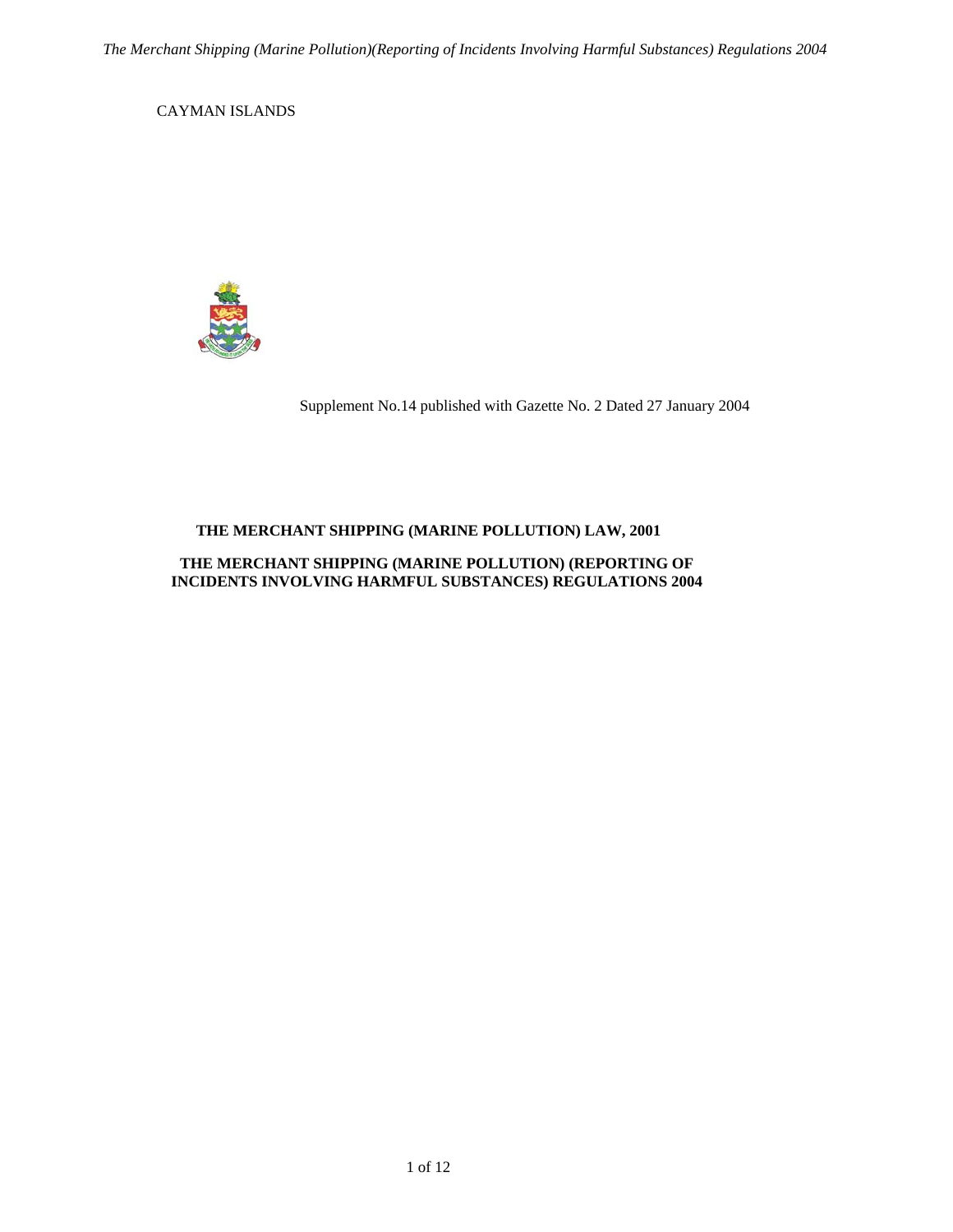CAYMAN ISLANDS

Supplement No.14 published with Gazette No. 2 Dated 27 January 2004

## THE MERCHANT SHIPPING (MARINE POLLUTION) LAW, 2001

## THE MERCHANT SHIPPING (MARINE POLLUTION) (REPORTING OF INCIDENTS INVOLVING HARMFUL SUBSTANCES) REGULATIONS 2004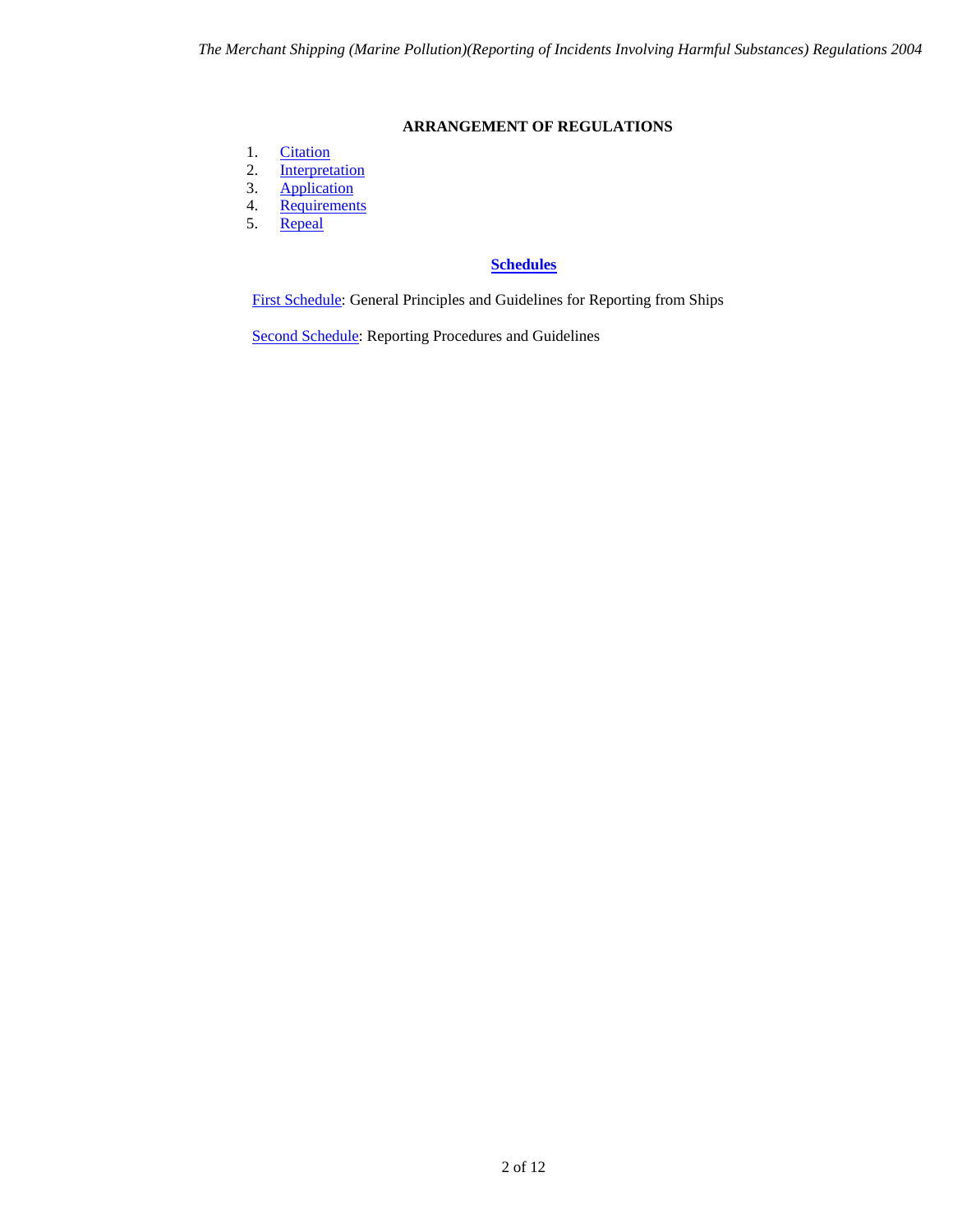## ARRANGEMENT OF REGULATIONS

1. Citation
2. Interpretation
3. Application
4. Requirements
5. Repeal

### Schedules

First Schedule: General Principles and Guidelines for Reporting from Ships

Second Schedule: Reporting Procedures and Guidelines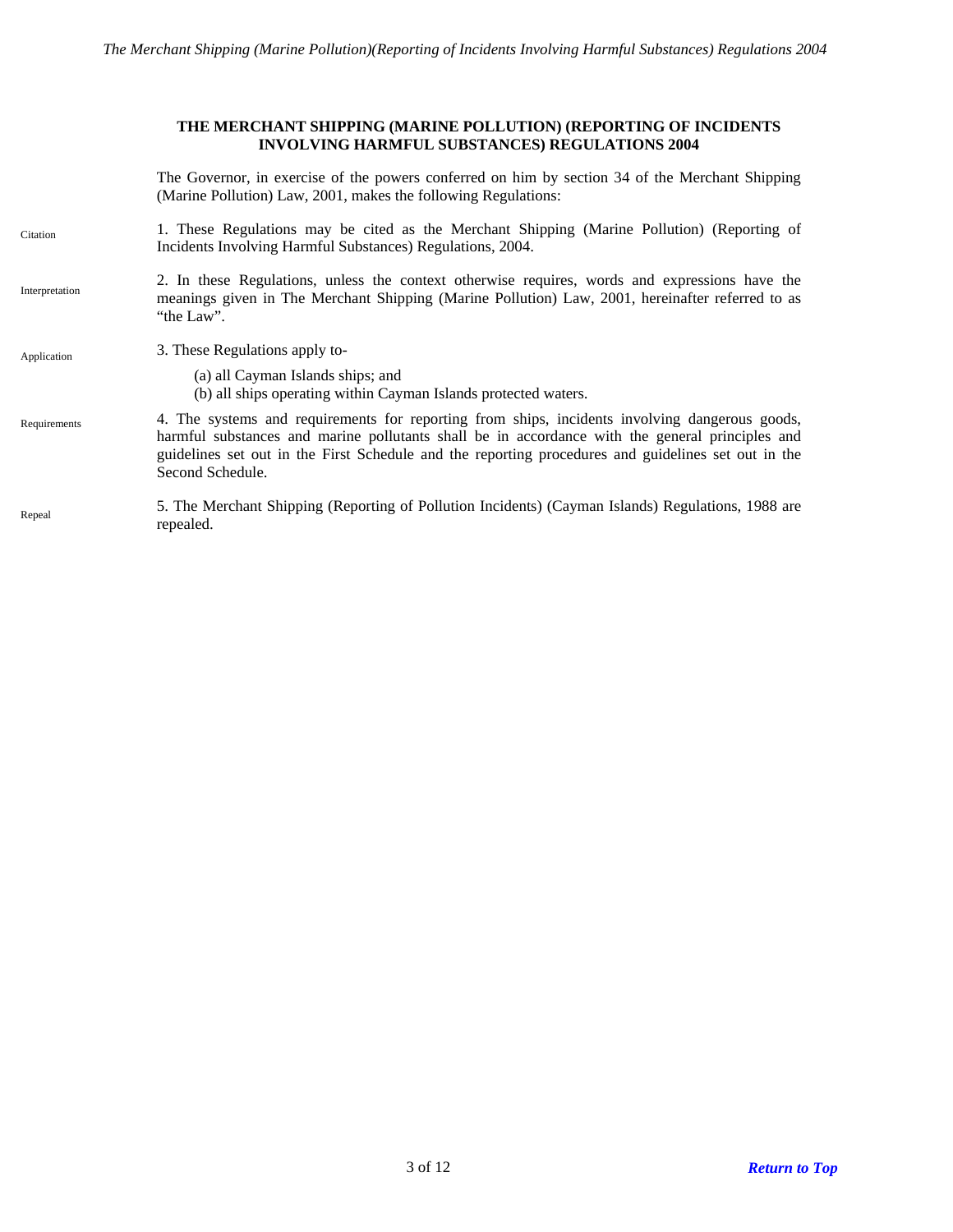## THE MERCHANT SHIPPING (MARINE POLLUTION) (REPORTING OF INCIDENTS INVOLVING HARMFUL SUBSTANCES) REGULATIONS 2004

The Governor, in exercise of the powers conferred on him by section 34 of the Merchant Shipping (Marine Pollution) Law, 2001, makes the following Regulations:

Citation

1. These Regulations may be cited as the Merchant Shipping (Marine Pollution) (Reporting of Incidents Involving Harmful Substances) Regulations, 2004.

Interpretation

2. In these Regulations, unless the context otherwise requires, words and expressions have the meanings given in The Merchant Shipping (Marine Pollution) Law, 2001, hereinafter referred to as "the Law".

Application

3. These Regulations apply to-

(a) all Cayman Islands ships; and
(b) all ships operating within Cayman Islands protected waters.

Requirements

4. The systems and requirements for reporting from ships, incidents involving dangerous goods, harmful substances and marine pollutants shall be in accordance with the general principles and guidelines set out in the First Schedule and the reporting procedures and guidelines set out in the Second Schedule.

Repeal

5. The Merchant Shipping (Reporting of Pollution Incidents) (Cayman Islands) Regulations, 1988 are repealed.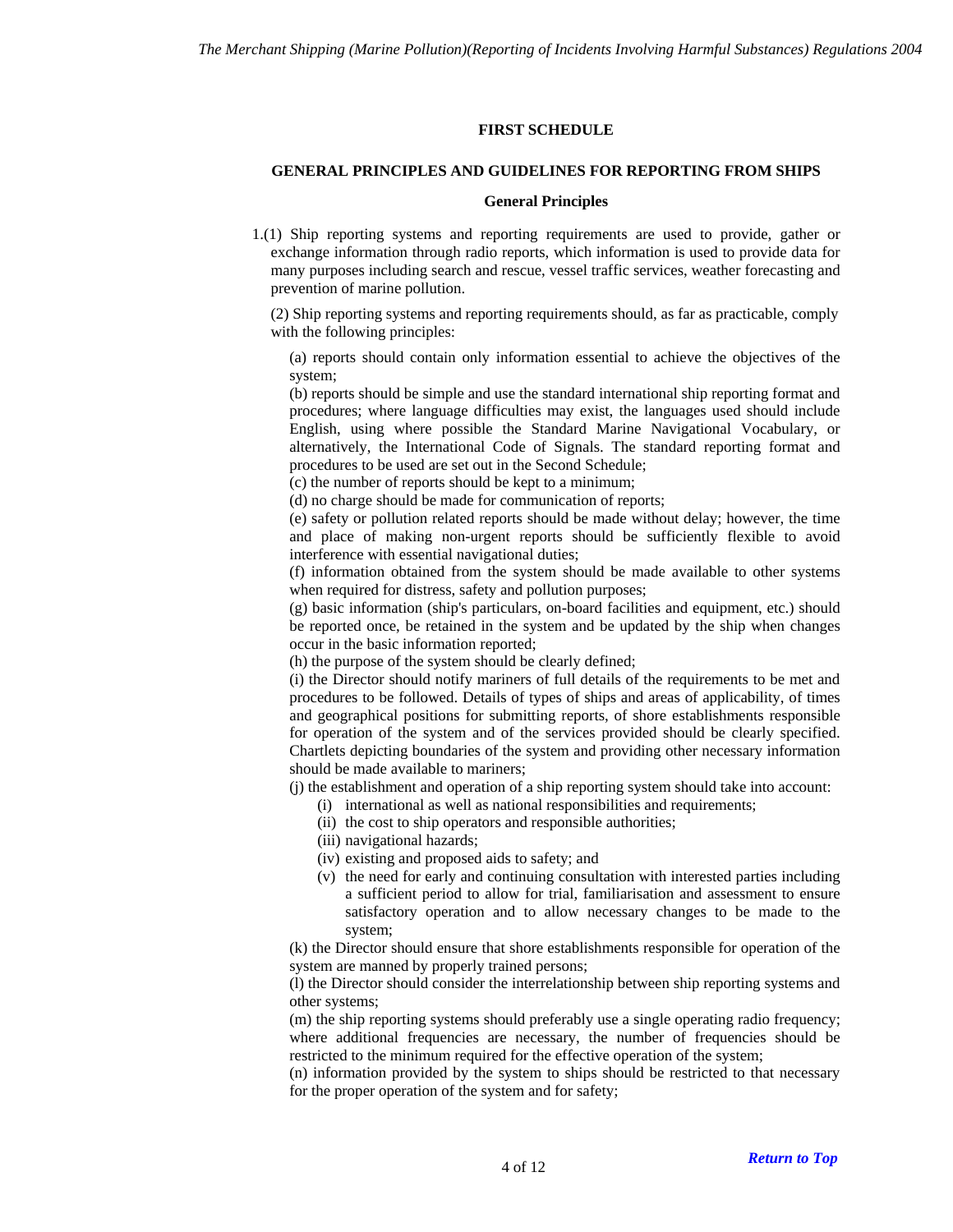## FIRST SCHEDULE

## GENERAL PRINCIPLES AND GUIDELINES FOR REPORTING FROM SHIPS

### General Principles

1.(1) Ship reporting systems and reporting requirements are used to provide, gather or exchange information through radio reports, which information is used to provide data for many purposes including search and rescue, vessel traffic services, weather forecasting and prevention of marine pollution.

(2) Ship reporting systems and reporting requirements should, as far as practicable, comply with the following principles:

(a) reports should contain only information essential to achieve the objectives of the system;

(b) reports should be simple and use the standard international ship reporting format and procedures; where language difficulties may exist, the languages used should include English, using where possible the Standard Marine Navigational Vocabulary, or alternatively, the International Code of Signals. The standard reporting format and procedures to be used are set out in the Second Schedule;

(c) the number of reports should be kept to a minimum;

(d) no charge should be made for communication of reports;

(e) safety or pollution related reports should be made without delay; however, the time and place of making non-urgent reports should be sufficiently flexible to avoid interference with essential navigational duties;

(f) information obtained from the system should be made available to other systems when required for distress, safety and pollution purposes;

(g) basic information (ship's particulars, on-board facilities and equipment, etc.) should be reported once, be retained in the system and be updated by the ship when changes occur in the basic information reported;

(h) the purpose of the system should be clearly defined;

(i) the Director should notify mariners of full details of the requirements to be met and procedures to be followed. Details of types of ships and areas of applicability, of times and geographical positions for submitting reports, of shore establishments responsible for operation of the system and of the services provided should be clearly specified. Chartlets depicting boundaries of the system and providing other necessary information should be made available to mariners;

(j) the establishment and operation of a ship reporting system should take into account:

- (i) international as well as national responsibilities and requirements;
- (ii) the cost to ship operators and responsible authorities;
- (iii) navigational hazards;
- (iv) existing and proposed aids to safety; and
- (v) the need for early and continuing consultation with interested parties including a sufficient period to allow for trial, familiarisation and assessment to ensure satisfactory operation and to allow necessary changes to be made to the system;

(k) the Director should ensure that shore establishments responsible for operation of the system are manned by properly trained persons;

(l) the Director should consider the interrelationship between ship reporting systems and other systems;

(m) the ship reporting systems should preferably use a single operating radio frequency; where additional frequencies are necessary, the number of frequencies should be restricted to the minimum required for the effective operation of the system;

(n) information provided by the system to ships should be restricted to that necessary for the proper operation of the system and for safety;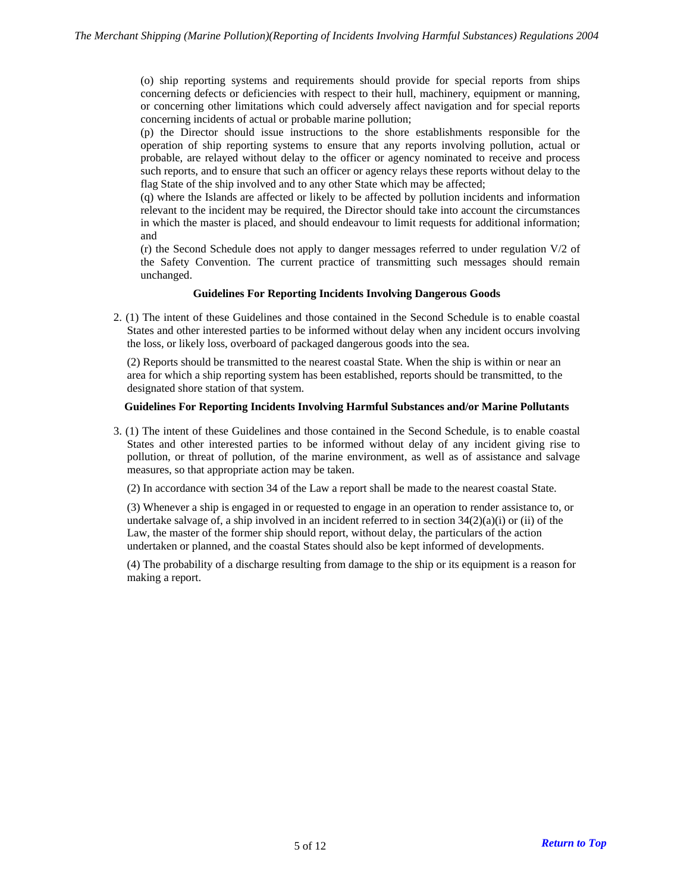(o) ship reporting systems and requirements should provide for special reports from ships concerning defects or deficiencies with respect to their hull, machinery, equipment or manning, or concerning other limitations which could adversely affect navigation and for special reports concerning incidents of actual or probable marine pollution;

(p) the Director should issue instructions to the shore establishments responsible for the operation of ship reporting systems to ensure that any reports involving pollution, actual or probable, are relayed without delay to the officer or agency nominated to receive and process such reports, and to ensure that such an officer or agency relays these reports without delay to the flag State of the ship involved and to any other State which may be affected;

(q) where the Islands are affected or likely to be affected by pollution incidents and information relevant to the incident may be required, the Director should take into account the circumstances in which the master is placed, and should endeavour to limit requests for additional information; and

(r) the Second Schedule does not apply to danger messages referred to under regulation V/2 of the Safety Convention. The current practice of transmitting such messages should remain unchanged.

**Guidelines For Reporting Incidents Involving Dangerous Goods**

2. (1) The intent of these Guidelines and those contained in the Second Schedule is to enable coastal States and other interested parties to be informed without delay when any incident occurs involving the loss, or likely loss, overboard of packaged dangerous goods into the sea.

(2) Reports should be transmitted to the nearest coastal State. When the ship is within or near an area for which a ship reporting system has been established, reports should be transmitted, to the designated shore station of that system.

**Guidelines For Reporting Incidents Involving Harmful Substances and/or Marine Pollutants**

3. (1) The intent of these Guidelines and those contained in the Second Schedule, is to enable coastal States and other interested parties to be informed without delay of any incident giving rise to pollution, or threat of pollution, of the marine environment, as well as of assistance and salvage measures, so that appropriate action may be taken.

(2) In accordance with section 34 of the Law a report shall be made to the nearest coastal State.

(3) Whenever a ship is engaged in or requested to engage in an operation to render assistance to, or undertake salvage of, a ship involved in an incident referred to in section 34(2)(a)(i) or (ii) of the Law, the master of the former ship should report, without delay, the particulars of the action undertaken or planned, and the coastal States should also be kept informed of developments.

(4) The probability of a discharge resulting from damage to the ship or its equipment is a reason for making a report.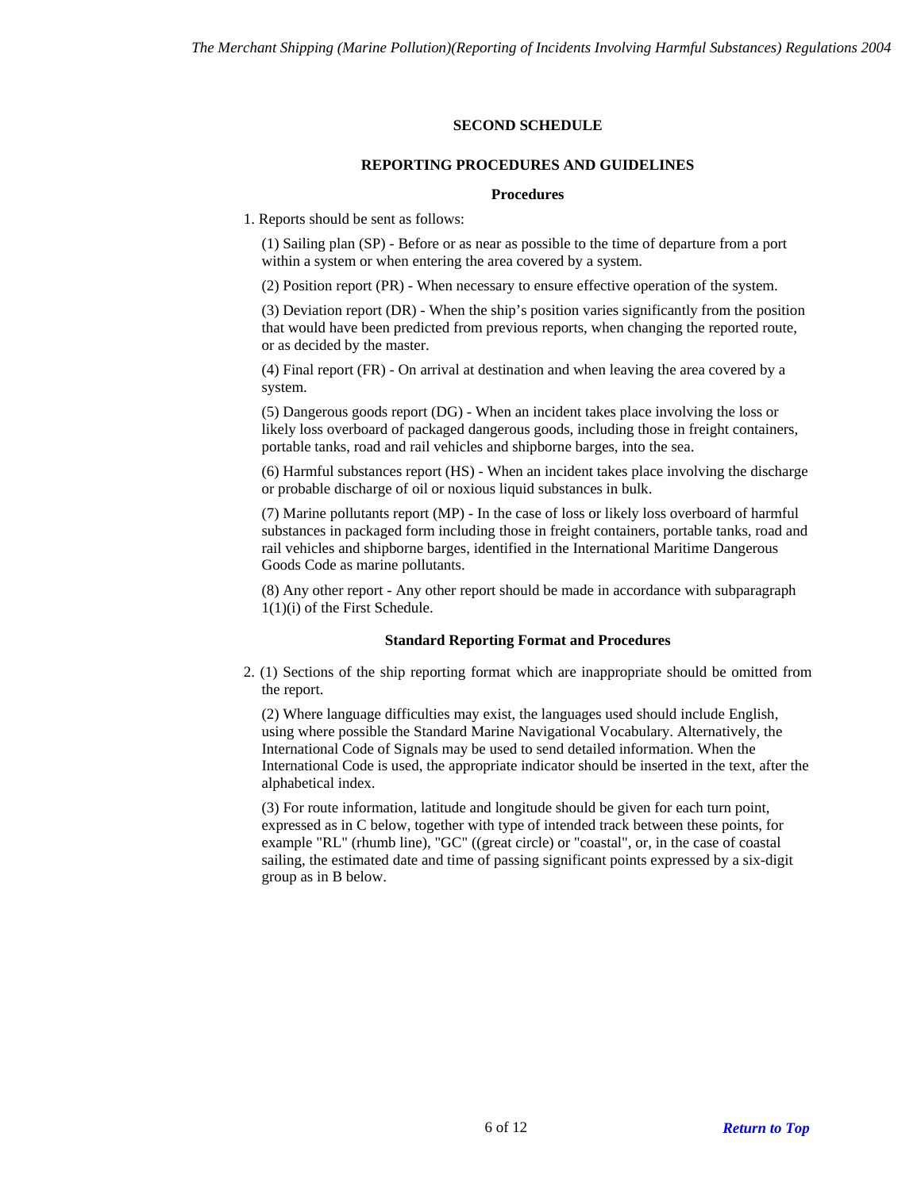## SECOND SCHEDULE

### REPORTING PROCEDURES AND GUIDELINES

#### Procedures

1. Reports should be sent as follows:

(1) Sailing plan (SP) - Before or as near as possible to the time of departure from a port within a system or when entering the area covered by a system.

(2) Position report (PR) - When necessary to ensure effective operation of the system.

(3) Deviation report (DR) - When the ship's position varies significantly from the position that would have been predicted from previous reports, when changing the reported route, or as decided by the master.

(4) Final report (FR) - On arrival at destination and when leaving the area covered by a system.

(5) Dangerous goods report (DG) - When an incident takes place involving the loss or likely loss overboard of packaged dangerous goods, including those in freight containers, portable tanks, road and rail vehicles and shipborne barges, into the sea.

(6) Harmful substances report (HS) - When an incident takes place involving the discharge or probable discharge of oil or noxious liquid substances in bulk.

(7) Marine pollutants report (MP) - In the case of loss or likely loss overboard of harmful substances in packaged form including those in freight containers, portable tanks, road and rail vehicles and shipborne barges, identified in the International Maritime Dangerous Goods Code as marine pollutants.

(8) Any other report - Any other report should be made in accordance with subparagraph 1(1)(i) of the First Schedule.

#### Standard Reporting Format and Procedures

2. (1) Sections of the ship reporting format which are inappropriate should be omitted from the report.

(2) Where language difficulties may exist, the languages used should include English, using where possible the Standard Marine Navigational Vocabulary. Alternatively, the International Code of Signals may be used to send detailed information. When the International Code is used, the appropriate indicator should be inserted in the text, after the alphabetical index.

(3) For route information, latitude and longitude should be given for each turn point, expressed as in C below, together with type of intended track between these points, for example "RL" (rhumb line), "GC" ((great circle) or "coastal", or, in the case of coastal sailing, the estimated date and time of passing significant points expressed by a six-digit group as in B below.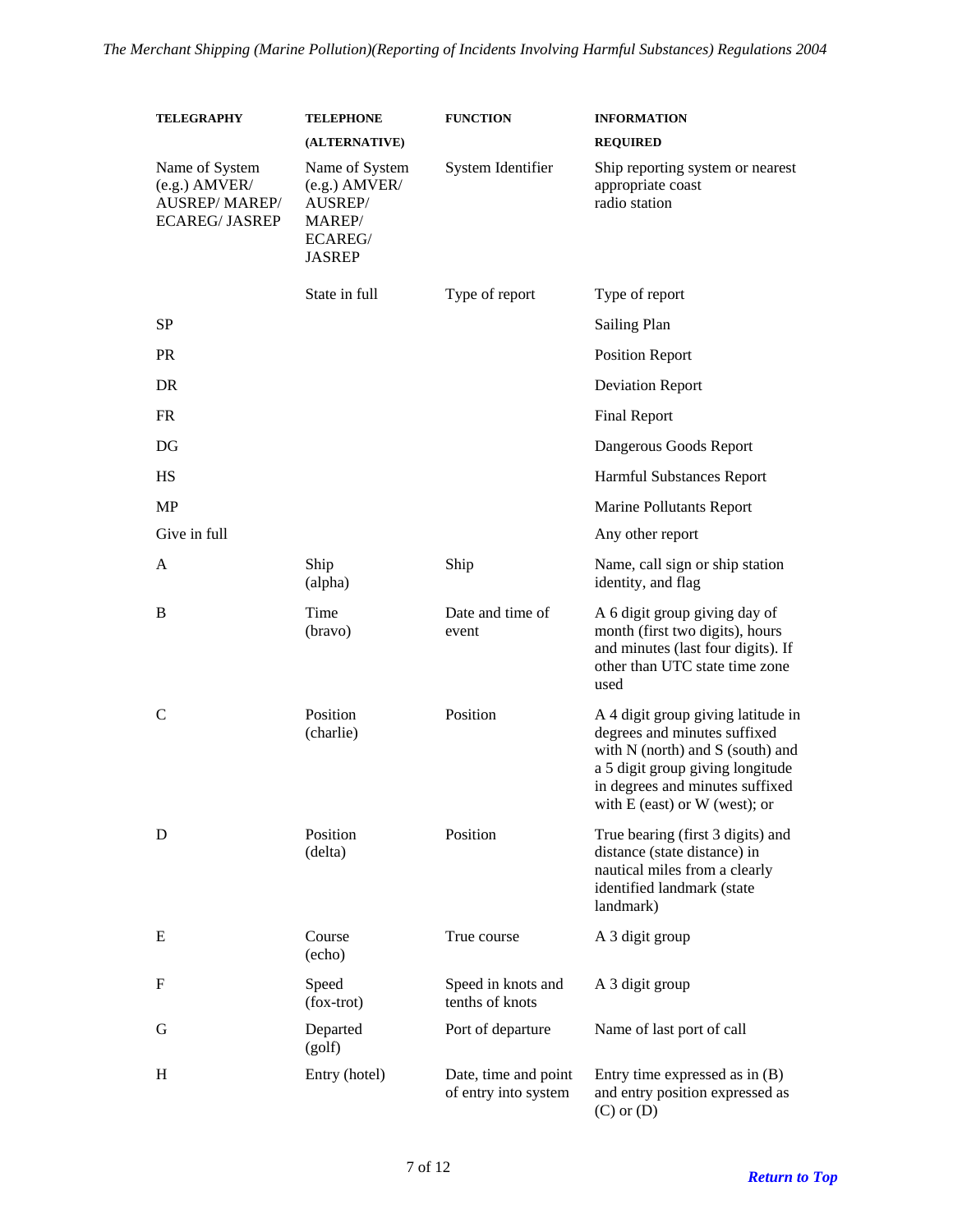| TELEGRAPHY | TELEPHONE (ALTERNATIVE) | FUNCTION | INFORMATION REQUIRED |
|---|---|---|---|
| Name of System (e.g.) AMVER/ AUSREP/ MAREP/ ECAREG/ JASREP | Name of System (e.g.) AMVER/ AUSREP/ MAREP/ ECAREG/ JASREP | System Identifier | Ship reporting system or nearest appropriate coast radio station |
| | State in full | Type of report | Type of report |
| SP | | | Sailing Plan |
| PR | | | Position Report |
| DR | | | Deviation Report |
| FR | | | Final Report |
| DG | | | Dangerous Goods Report |
| HS | | | Harmful Substances Report |
| MP | | | Marine Pollutants Report |
| Give in full | | | Any other report |
| A | Ship (alpha) | Ship | Name, call sign or ship station identity, and flag |
| B | Time (bravo) | Date and time of event | A 6 digit group giving day of month (first two digits), hours and minutes (last four digits). If other than UTC state time zone used |
| C | Position (charlie) | Position | A 4 digit group giving latitude in degrees and minutes suffixed with N (north) and S (south) and a 5 digit group giving longitude in degrees and minutes suffixed with E (east) or W (west); or |
| D | Position (delta) | Position | True bearing (first 3 digits) and distance (state distance) in nautical miles from a clearly identified landmark (state landmark) |
| E | Course (echo) | True course | A 3 digit group |
| F | Speed (fox-trot) | Speed in knots and tenths of knots | A 3 digit group |
| G | Departed (golf) | Port of departure | Name of last port of call |
| H | Entry (hotel) | Date, time and point of entry into system | Entry time expressed as in (B) and entry position expressed as (C) or (D) |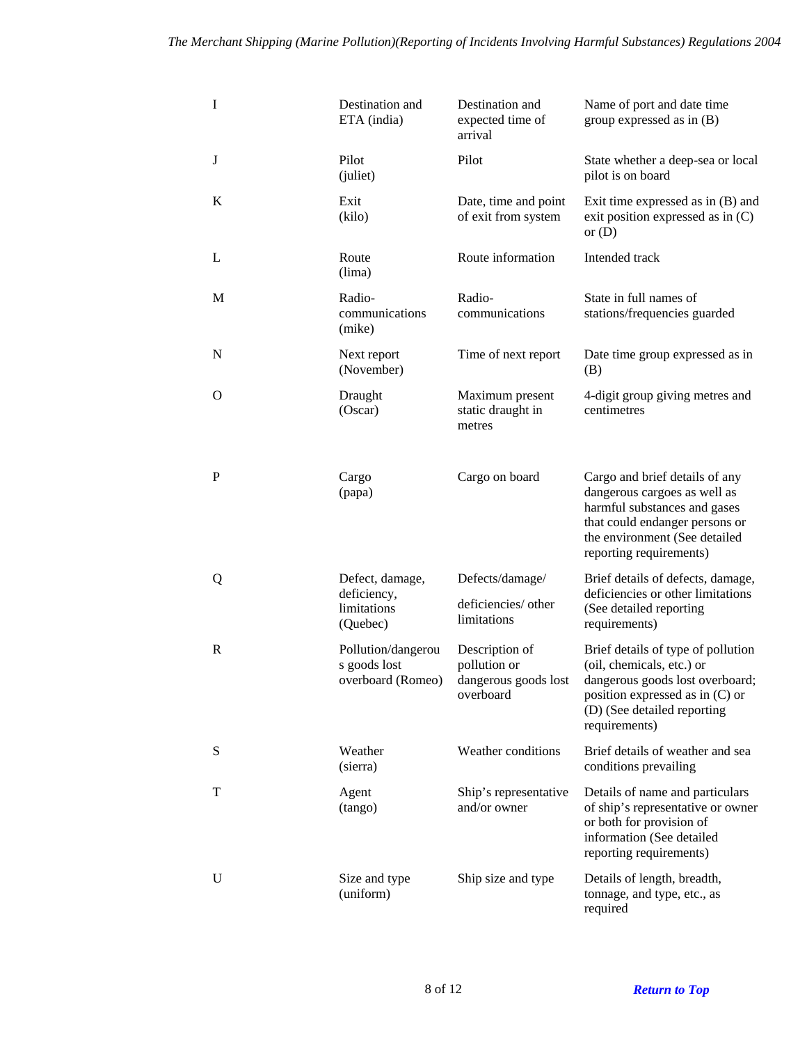| | | | |
|---|---|---|---|
| I | Destination and ETA (india) | Destination and expected time of arrival | Name of port and date time group expressed as in (B) |
| J | Pilot (juliet) | Pilot | State whether a deep-sea or local pilot is on board |
| K | Exit (kilo) | Date, time and point of exit from system | Exit time expressed as in (B) and exit position expressed as in (C) or (D) |
| L | Route (lima) | Route information | Intended track |
| M | Radio-communications (mike) | Radio-communications | State in full names of stations/frequencies guarded |
| N | Next report (November) | Time of next report | Date time group expressed as in (B) |
| O | Draught (Oscar) | Maximum present static draught in metres | 4-digit group giving metres and centimetres |
| P | Cargo (papa) | Cargo on board | Cargo and brief details of any dangerous cargoes as well as harmful substances and gases that could endanger persons or the environment (See detailed reporting requirements) |
| Q | Defect, damage, deficiency, limitations (Quebec) | Defects/damage/ deficiencies/ other limitations | Brief details of defects, damage, deficiencies or other limitations (See detailed reporting requirements) |
| R | Pollution/dangerous goods lost overboard (Romeo) | Description of pollution or dangerous goods lost overboard | Brief details of type of pollution (oil, chemicals, etc.) or dangerous goods lost overboard; position expressed as in (C) or (D) (See detailed reporting requirements) |
| S | Weather (sierra) | Weather conditions | Brief details of weather and sea conditions prevailing |
| T | Agent (tango) | Ship's representative and/or owner | Details of name and particulars of ship's representative or owner or both for provision of information (See detailed reporting requirements) |
| U | Size and type (uniform) | Ship size and type | Details of length, breadth, tonnage, and type, etc., as required |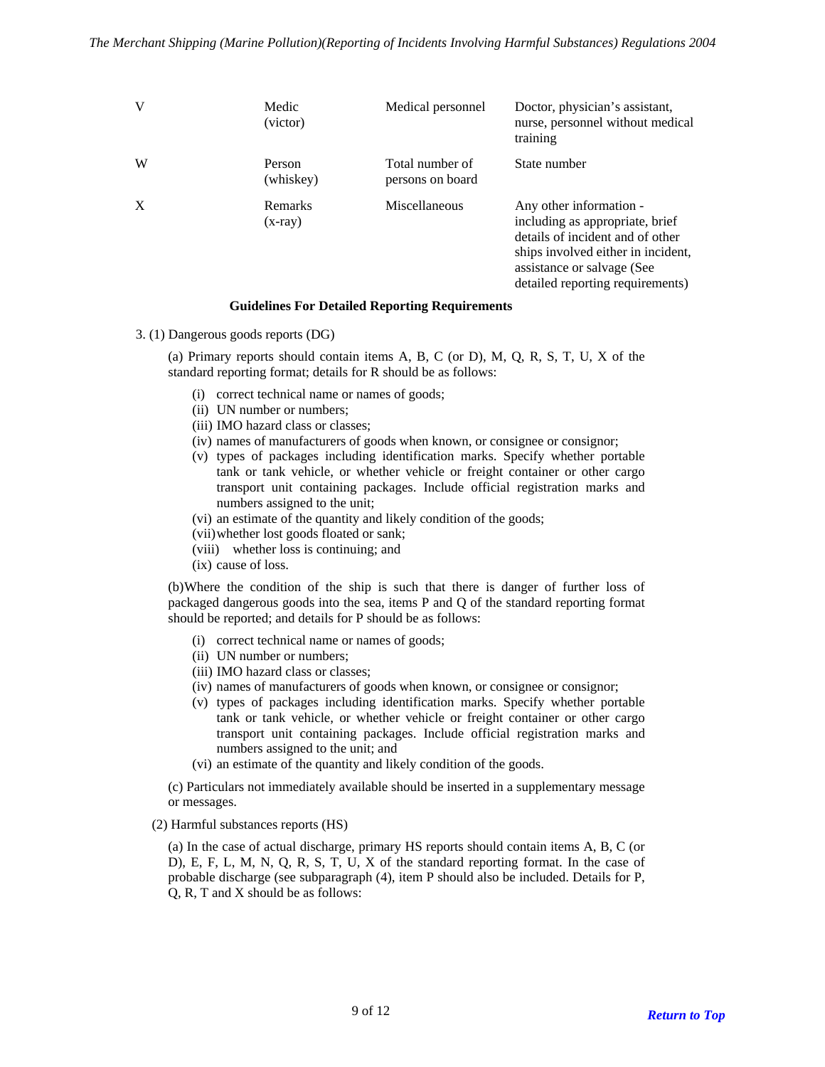| | | | |
|---|---|---|---|
| V | Medic (victor) | Medical personnel | Doctor, physician's assistant, nurse, personnel without medical training |
| W | Person (whiskey) | Total number of persons on board | State number |
| X | Remarks (x-ray) | Miscellaneous | Any other information - including as appropriate, brief details of incident and of other ships involved either in incident, assistance or salvage (See detailed reporting requirements) |

**Guidelines For Detailed Reporting Requirements**

3. (1) Dangerous goods reports (DG)

(a) Primary reports should contain items A, B, C (or D), M, Q, R, S, T, U, X of the standard reporting format; details for R should be as follows:

- (i) correct technical name or names of goods;
- (ii) UN number or numbers;
- (iii) IMO hazard class or classes;
- (iv) names of manufacturers of goods when known, or consignee or consignor;
- (v) types of packages including identification marks. Specify whether portable tank or tank vehicle, or whether vehicle or freight container or other cargo transport unit containing packages. Include official registration marks and numbers assigned to the unit;
- (vi) an estimate of the quantity and likely condition of the goods;
- (vii) whether lost goods floated or sank;
- (viii) whether loss is continuing; and
- (ix) cause of loss.

(b) Where the condition of the ship is such that there is danger of further loss of packaged dangerous goods into the sea, items P and Q of the standard reporting format should be reported; and details for P should be as follows:

- (i) correct technical name or names of goods;
- (ii) UN number or numbers;
- (iii) IMO hazard class or classes;
- (iv) names of manufacturers of goods when known, or consignee or consignor;
- (v) types of packages including identification marks. Specify whether portable tank or tank vehicle, or whether vehicle or freight container or other cargo transport unit containing packages. Include official registration marks and numbers assigned to the unit; and
- (vi) an estimate of the quantity and likely condition of the goods.

(c) Particulars not immediately available should be inserted in a supplementary message or messages.

(2) Harmful substances reports (HS)

(a) In the case of actual discharge, primary HS reports should contain items A, B, C (or D), E, F, L, M, N, Q, R, S, T, U, X of the standard reporting format. In the case of probable discharge (see subparagraph (4), item P should also be included. Details for P, Q, R, T and X should be as follows: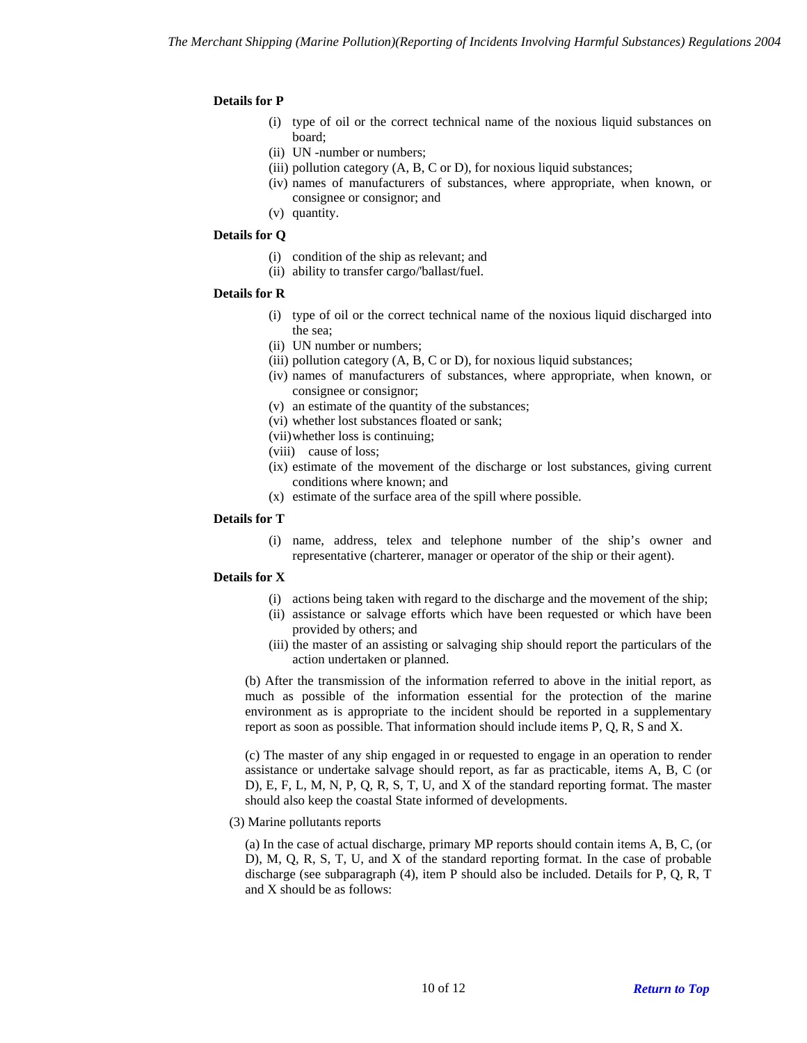**Details for P**

- (i) type of oil or the correct technical name of the noxious liquid substances on board;
- (ii) UN -number or numbers;
- (iii) pollution category (A, B, C or D), for noxious liquid substances;
- (iv) names of manufacturers of substances, where appropriate, when known, or consignee or consignor; and
- (v) quantity.

**Details for Q**

- (i) condition of the ship as relevant; and
- (ii) ability to transfer cargo/'ballast/fuel.

**Details for R**

- (i) type of oil or the correct technical name of the noxious liquid discharged into the sea;
- (ii) UN number or numbers;
- (iii) pollution category (A, B, C or D), for noxious liquid substances;
- (iv) names of manufacturers of substances, where appropriate, when known, or consignee or consignor;
- (v) an estimate of the quantity of the substances;
- (vi) whether lost substances floated or sank;
- (vii) whether loss is continuing;
- (viii) cause of loss;
- (ix) estimate of the movement of the discharge or lost substances, giving current conditions where known; and
- (x) estimate of the surface area of the spill where possible.

**Details for T**

- (i) name, address, telex and telephone number of the ship's owner and representative (charterer, manager or operator of the ship or their agent).

**Details for X**

- (i) actions being taken with regard to the discharge and the movement of the ship;
- (ii) assistance or salvage efforts which have been requested or which have been provided by others; and
- (iii) the master of an assisting or salvaging ship should report the particulars of the action undertaken or planned.

(b) After the transmission of the information referred to above in the initial report, as much as possible of the information essential for the protection of the marine environment as is appropriate to the incident should be reported in a supplementary report as soon as possible. That information should include items P, Q, R, S and X.

(c) The master of any ship engaged in or requested to engage in an operation to render assistance or undertake salvage should report, as far as practicable, items A, B, C (or D), E, F, L, M, N, P, Q, R, S, T, U, and X of the standard reporting format. The master should also keep the coastal State informed of developments.

(3) Marine pollutants reports

(a) In the case of actual discharge, primary MP reports should contain items A, B, C, (or D), M, Q, R, S, T, U, and X of the standard reporting format. In the case of probable discharge (see subparagraph (4), item P should also be included. Details for P, Q, R, T and X should be as follows: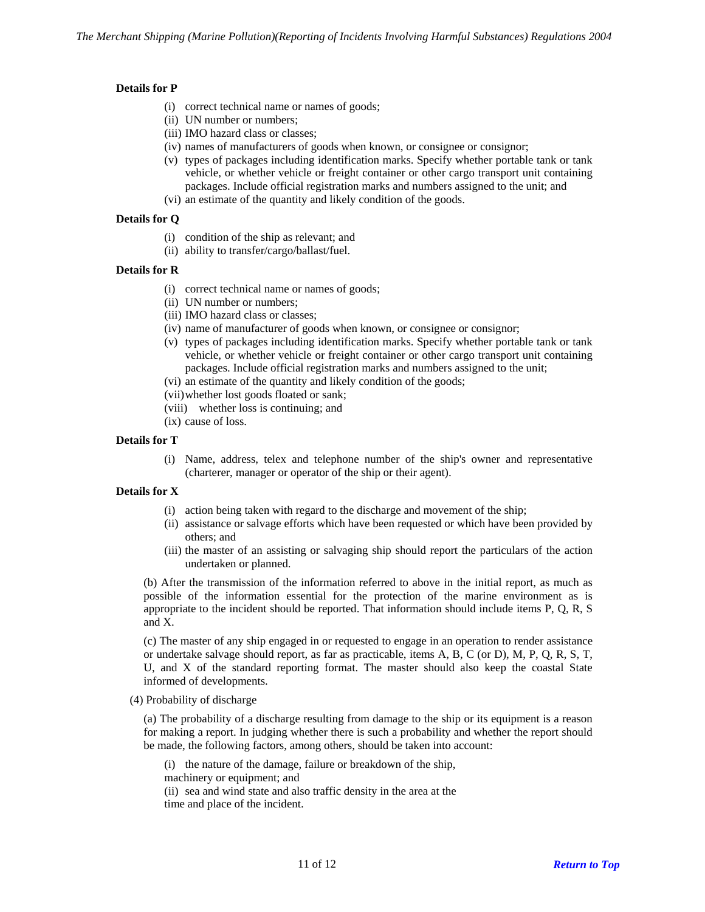**Details for P**

- (i) correct technical name or names of goods;
- (ii) UN number or numbers;
- (iii) IMO hazard class or classes;
- (iv) names of manufacturers of goods when known, or consignee or consignor;
- (v) types of packages including identification marks. Specify whether portable tank or tank vehicle, or whether vehicle or freight container or other cargo transport unit containing packages. Include official registration marks and numbers assigned to the unit; and
- (vi) an estimate of the quantity and likely condition of the goods.

**Details for Q**

- (i) condition of the ship as relevant; and
- (ii) ability to transfer/cargo/ballast/fuel.

**Details for R**

- (i) correct technical name or names of goods;
- (ii) UN number or numbers;
- (iii) IMO hazard class or classes;
- (iv) name of manufacturer of goods when known, or consignee or consignor;
- (v) types of packages including identification marks. Specify whether portable tank or tank vehicle, or whether vehicle or freight container or other cargo transport unit containing packages. Include official registration marks and numbers assigned to the unit;
- (vi) an estimate of the quantity and likely condition of the goods;
- (vii) whether lost goods floated or sank;
- (viii) whether loss is continuing; and
- (ix) cause of loss.

**Details for T**

- (i) Name, address, telex and telephone number of the ship's owner and representative (charterer, manager or operator of the ship or their agent).

**Details for X**

- (i) action being taken with regard to the discharge and movement of the ship;
- (ii) assistance or salvage efforts which have been requested or which have been provided by others; and
- (iii) the master of an assisting or salvaging ship should report the particulars of the action undertaken or planned.

(b) After the transmission of the information referred to above in the initial report, as much as possible of the information essential for the protection of the marine environment as is appropriate to the incident should be reported. That information should include items P, Q, R, S and X.

(c) The master of any ship engaged in or requested to engage in an operation to render assistance or undertake salvage should report, as far as practicable, items A, B, C (or D), M, P, Q, R, S, T, U, and X of the standard reporting format. The master should also keep the coastal State informed of developments.

(4) Probability of discharge

(a) The probability of a discharge resulting from damage to the ship or its equipment is a reason for making a report. In judging whether there is such a probability and whether the report should be made, the following factors, among others, should be taken into account:

(i) the nature of the damage, failure or breakdown of the ship, machinery or equipment; and

(ii) sea and wind state and also traffic density in the area at the time and place of the incident.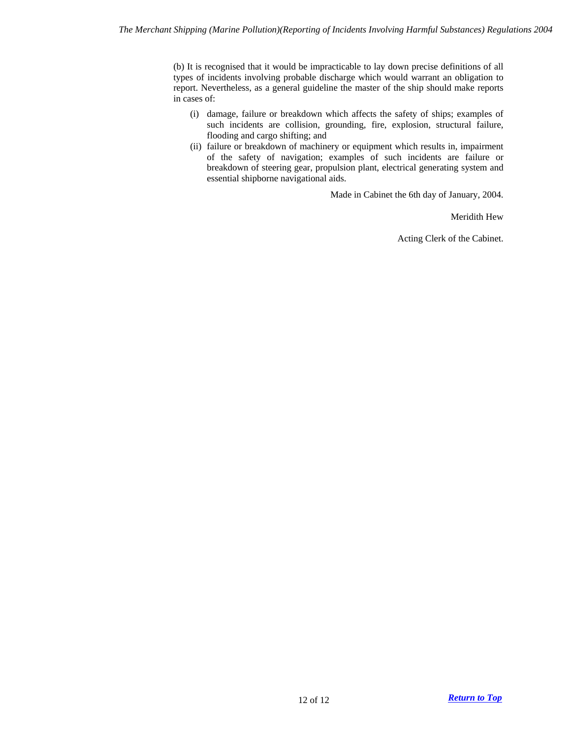(b) It is recognised that it would be impracticable to lay down precise definitions of all types of incidents involving probable discharge which would warrant an obligation to report. Nevertheless, as a general guideline the master of the ship should make reports in cases of:

(i) damage, failure or breakdown which affects the safety of ships; examples of such incidents are collision, grounding, fire, explosion, structural failure, flooding and cargo shifting; and

(ii) failure or breakdown of machinery or equipment which results in, impairment of the safety of navigation; examples of such incidents are failure or breakdown of steering gear, propulsion plant, electrical generating system and essential shipborne navigational aids.

Made in Cabinet the 6th day of January, 2004.

Meridith Hew

Acting Clerk of the Cabinet.

***Return to Top***